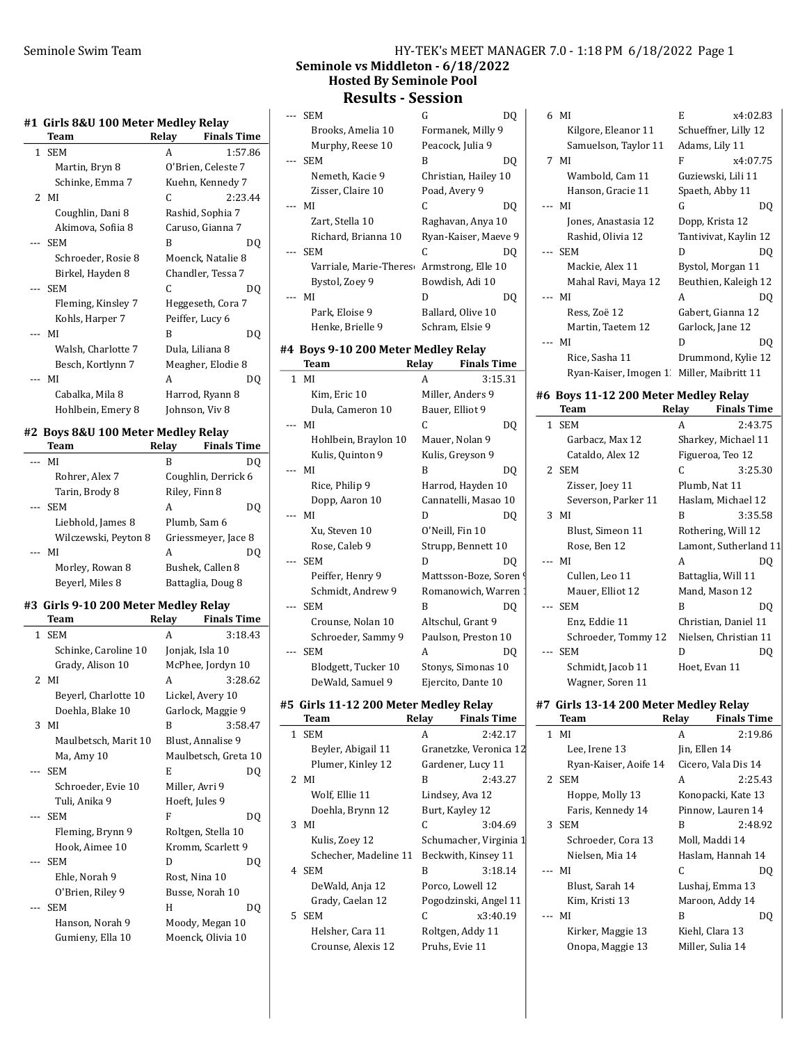**Seminole vs Middleton - 6/18/2022**
**Hosted By Seminole Pool**

# Results - Session

## #1 Girls 8&U 100 Meter Medley Relay

| | Team | Relay | Finals Time |
|---|---|---|---|
| 1 | SEM | A | 1:57.86 |
| | Martin, Bryn 8 | O'Brien, Celeste 7 | |
| | Schinke, Emma 7 | Kuehn, Kennedy 7 | |
| 2 | MI | C | 2:23.44 |
| | Coughlin, Dani 8 | Rashid, Sophia 7 | |
| | Akimova, Sofiia 8 | Caruso, Gianna 7 | |
| --- | SEM | B | DQ |
| | Schroeder, Rosie 8 | Moenck, Natalie 8 | |
| | Birkel, Hayden 8 | Chandler, Tessa 7 | |
| --- | SEM | C | DQ |
| | Fleming, Kinsley 7 | Heggeseth, Cora 7 | |
| | Kohls, Harper 7 | Peiffer, Lucy 6 | |
| --- | MI | B | DQ |
| | Walsh, Charlotte 7 | Dula, Liliana 8 | |
| | Besch, Kortlynn 7 | Meagher, Elodie 8 | |
| --- | MI | A | DQ |
| | Cabalka, Mila 8 | Harrod, Ryann 8 | |
| | Hohlbein, Emery 8 | Johnson, Viv 8 | |

## #2 Boys 8&U 100 Meter Medley Relay

| | Team | Relay | Finals Time |
|---|---|---|---|
| --- | MI | B | DQ |
| | Rohrer, Alex 7 | Coughlin, Derrick 6 | |
| | Tarin, Brody 8 | Riley, Finn 8 | |
| --- | SEM | A | DQ |
| | Liebhold, James 8 | Plumb, Sam 6 | |
| | Wilczewski, Peyton 8 | Griessmeyer, Jace 8 | |
| --- | MI | A | DQ |
| | Morley, Rowan 8 | Bushek, Callen 8 | |
| | Beyerl, Miles 8 | Battaglia, Doug 8 | |

## #3 Girls 9-10 200 Meter Medley Relay

| | Team | Relay | Finals Time |
|---|---|---|---|
| 1 | SEM | A | 3:18.43 |
| | Schinke, Caroline 10 | Jonjak, Isla 10 | |
| | Grady, Alison 10 | McPhee, Jordyn 10 | |
| 2 | MI | A | 3:28.62 |
| | Beyerl, Charlotte 10 | Lickel, Avery 10 | |
| | Doehla, Blake 10 | Garlock, Maggie 9 | |
| 3 | MI | B | 3:58.47 |
| | Maulbetsch, Marit 10 | Blust, Annalise 9 | |
| | Ma, Amy 10 | Maulbetsch, Greta 10 | |
| --- | SEM | E | DQ |
| | Schroeder, Evie 10 | Miller, Avri 9 | |
| | Tuli, Anika 9 | Hoeft, Jules 9 | |
| --- | SEM | F | DQ |
| | Fleming, Brynn 9 | Roltgen, Stella 10 | |
| | Hook, Aimee 10 | Kromm, Scarlett 9 | |
| --- | SEM | D | DQ |
| | Ehle, Norah 9 | Rost, Nina 10 | |
| | O'Brien, Riley 9 | Busse, Norah 10 | |
| --- | SEM | H | DQ |
| | Hanson, Norah 9 | Moody, Megan 10 | |
| | Gumieny, Ella 10 | Moenck, Olivia 10 | |
| --- | SEM | G | DQ |
| | Brooks, Amelia 10 | Formanek, Milly 9 | |
| | Murphy, Reese 10 | Peacock, Julia 9 | |
| --- | SEM | B | DQ |
| | Nemeth, Kacie 9 | Christian, Hailey 10 | |
| | Zisser, Claire 10 | Poad, Avery 9 | |
| --- | MI | C | DQ |
| | Zart, Stella 10 | Raghavan, Anya 10 | |
| | Richard, Brianna 10 | Ryan-Kaiser, Maeve 9 | |
| --- | SEM | C | DQ |
| | Varriale, Marie-Theres | Armstrong, Elle 10 | |
| | Bystol, Zoey 9 | Bowdish, Adi 10 | |
| --- | MI | D | DQ |
| | Park, Eloise 9 | Ballard, Olive 10 | |
| | Henke, Brielle 9 | Schram, Elsie 9 | |

## #4 Boys 9-10 200 Meter Medley Relay

| | Team | Relay | Finals Time |
|---|---|---|---|
| 1 | MI | A | 3:15.31 |
| | Kim, Eric 10 | Miller, Anders 9 | |
| | Dula, Cameron 10 | Bauer, Elliot 9 | |
| --- | MI | C | DQ |
| | Hohlbein, Braylon 10 | Mauer, Nolan 9 | |
| | Kulis, Quinton 9 | Kulis, Greyson 9 | |
| --- | MI | B | DQ |
| | Rice, Philip 9 | Harrod, Hayden 10 | |
| | Dopp, Aaron 10 | Cannatelli, Masao 10 | |
| --- | MI | D | DQ |
| | Xu, Steven 10 | O'Neill, Fin 10 | |
| | Rose, Caleb 9 | Strupp, Bennett 10 | |
| --- | SEM | D | DQ |
| | Peiffer, Henry 9 | Mattsson-Boze, Soren 9 | |
| | Schmidt, Andrew 9 | Romanowich, Warren 1 | |
| --- | SEM | B | DQ |
| | Crounse, Nolan 10 | Altschul, Grant 9 | |
| | Schroeder, Sammy 9 | Paulson, Preston 10 | |
| --- | SEM | A | DQ |
| | Blodgett, Tucker 10 | Stonys, Simonas 10 | |
| | DeWald, Samuel 9 | Ejercito, Dante 10 | |

## #5 Girls 11-12 200 Meter Medley Relay

| | Team | Relay | Finals Time |
|---|---|---|---|
| 1 | SEM | A | 2:42.17 |
| | Beyler, Abigail 11 | Granetzke, Veronica 12 | |
| | Plumer, Kinley 12 | Gardener, Lucy 11 | |
| 2 | MI | B | 2:43.27 |
| | Wolf, Ellie 11 | Lindsey, Ava 12 | |
| | Doehla, Brynn 12 | Burt, Kayley 12 | |
| 3 | MI | C | 3:04.69 |
| | Kulis, Zoey 12 | Schumacher, Virginia 1 | |
| | Schecher, Madeline 11 | Beckwith, Kinsey 11 | |
| 4 | SEM | B | 3:18.14 |
| | DeWald, Anja 12 | Porco, Lowell 12 | |
| | Grady, Caelan 12 | Pogodzinski, Angel 11 | |
| 5 | SEM | C | x3:40.19 |
| | Helsher, Cara 11 | Roltgen, Addy 11 | |
| | Crounse, Alexis 12 | Pruhs, Evie 11 | |
| 6 | MI | E | x4:02.83 |
| | Kilgore, Eleanor 11 | Schueffner, Lilly 12 | |
| | Samuelson, Taylor 11 | Adams, Lily 11 | |
| 7 | MI | F | x4:07.75 |
| | Wambold, Cam 11 | Guziewski, Lili 11 | |
| | Hanson, Gracie 11 | Spaeth, Abby 11 | |
| --- | MI | G | DQ |
| | Jones, Anastasia 12 | Dopp, Krista 12 | |
| | Rashid, Olivia 12 | Tantivivat, Kaylin 12 | |
| --- | SEM | D | DQ |
| | Mackie, Alex 11 | Bystol, Morgan 11 | |
| | Mahal Ravi, Maya 12 | Beuthien, Kaleigh 12 | |
| --- | MI | A | DQ |
| | Ress, Zoë 12 | Gabert, Gianna 12 | |
| | Martin, Taetem 12 | Garlock, Jane 12 | |
| --- | MI | D | DQ |
| | Rice, Sasha 11 | Drummond, Kylie 12 | |
| | Ryan-Kaiser, Imogen 1 | Miller, Maibritt 11 | |

## #6 Boys 11-12 200 Meter Medley Relay

| | Team | Relay | Finals Time |
|---|---|---|---|
| 1 | SEM | A | 2:43.75 |
| | Garbacz, Max 12 | Sharkey, Michael 11 | |
| | Cataldo, Alex 12 | Figueroa, Teo 12 | |
| 2 | SEM | C | 3:25.30 |
| | Zisser, Joey 11 | Plumb, Nat 11 | |
| | Severson, Parker 11 | Haslam, Michael 12 | |
| 3 | MI | B | 3:35.58 |
| | Blust, Simeon 11 | Rothering, Will 12 | |
| | Rose, Ben 12 | Lamont, Sutherland 11 | |
| --- | MI | A | DQ |
| | Cullen, Leo 11 | Battaglia, Will 11 | |
| | Mauer, Elliot 12 | Mand, Mason 12 | |
| --- | SEM | B | DQ |
| | Enz, Eddie 11 | Christian, Daniel 11 | |
| | Schroeder, Tommy 12 | Nielsen, Christian 11 | |
| --- | SEM | D | DQ |
| | Schmidt, Jacob 11 | Hoet, Evan 11 | |
| | Wagner, Soren 11 | | |

## #7 Girls 13-14 200 Meter Medley Relay

| | Team | Relay | Finals Time |
|---|---|---|---|
| 1 | MI | A | 2:19.86 |
| | Lee, Irene 13 | Jin, Ellen 14 | |
| | Ryan-Kaiser, Aoife 14 | Cicero, Vala Dis 14 | |
| 2 | SEM | A | 2:25.43 |
| | Hoppe, Molly 13 | Konopacki, Kate 13 | |
| | Faris, Kennedy 14 | Pinnow, Lauren 14 | |
| 3 | SEM | B | 2:48.92 |
| | Schroeder, Cora 13 | Moll, Maddi 14 | |
| | Nielsen, Mia 14 | Haslam, Hannah 14 | |
| --- | MI | C | DQ |
| | Blust, Sarah 14 | Lushaj, Emma 13 | |
| | Kim, Kristi 13 | Maroon, Addy 14 | |
| --- | MI | B | DQ |
| | Kirker, Maggie 13 | Kiehl, Clara 13 | |
| | Onopa, Maggie 13 | Miller, Sulia 14 | |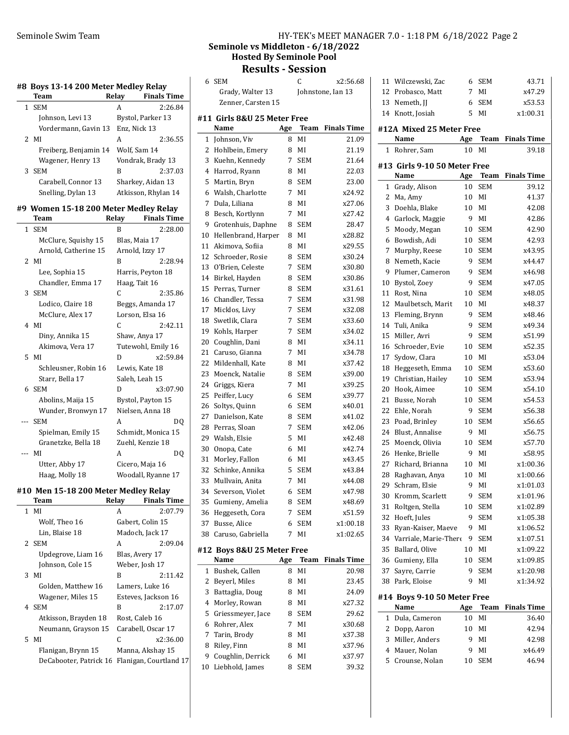## Seminole vs Middleton - 6/18/2022
### Hosted By Seminole Pool
### Results - Session

#### #8 Boys 13-14 200 Meter Medley Relay

| | Team | Relay | Finals Time |
|---|---|---|---|
| 1 | SEM | A | 2:26.84 |
| | Johnson, Levi 13 | Bystol, Parker 13 | |
| | Vordermann, Gavin 13 | Enz, Nick 13 | |
| 2 | MI | A | 2:36.55 |
| | Freiberg, Benjamin 14 | Wolf, Sam 14 | |
| | Wagener, Henry 13 | Vondrak, Brady 13 | |
| 3 | SEM | B | 2:37.03 |
| | Carabell, Connor 13 | Sharkey, Aidan 13 | |
| | Snelling, Dylan 13 | Atkisson, Rhylan 14 | |

#### #9 Women 15-18 200 Meter Medley Relay

| | Team | Relay | Finals Time |
|---|---|---|---|
| 1 | SEM | B | 2:28.00 |
| | McClure, Squishy 15 | Blas, Maia 17 | |
| | Arnold, Catherine 15 | Arnold, Izzy 17 | |
| 2 | MI | B | 2:28.94 |
| | Lee, Sophia 15 | Harris, Peyton 18 | |
| | Chandler, Emma 17 | Haag, Tait 16 | |
| 3 | SEM | C | 2:35.86 |
| | Lodico, Claire 18 | Beggs, Amanda 17 | |
| | McClure, Alex 17 | Lorson, Elsa 16 | |
| 4 | MI | C | 2:42.11 |
| | Diny, Annika 15 | Shaw, Anya 17 | |
| | Akimova, Vera 17 | Tutewohl, Emily 16 | |
| 5 | MI | D | x2:59.84 |
| | Schleusner, Robin 16 | Lewis, Kate 18 | |
| | Starr, Bella 17 | Saleh, Leah 15 | |
| 6 | SEM | D | x3:07.90 |
| | Abolins, Maija 15 | Bystol, Payton 15 | |
| | Wunder, Bronwyn 17 | Nielsen, Anna 18 | |
| --- | SEM | A | DQ |
| | Spielman, Emily 15 | Schmidt, Monica 15 | |
| | Granetzke, Bella 18 | Zuehl, Kenzie 18 | |
| --- | MI | A | DQ |
| | Utter, Abby 17 | Cicero, Maja 16 | |
| | Haag, Molly 18 | Woodall, Ryanne 17 | |

#### #10 Men 15-18 200 Meter Medley Relay

| | Team | Relay | Finals Time |
|---|---|---|---|
| 1 | MI | A | 2:07.79 |
| | Wolf, Theo 16 | Gabert, Colin 15 | |
| | Lin, Blaise 18 | Madoch, Jack 17 | |
| 2 | SEM | A | 2:09.04 |
| | Updegrove, Liam 16 | Blas, Avery 17 | |
| | Johnson, Cole 15 | Weber, Josh 17 | |
| 3 | MI | B | 2:11.42 |
| | Golden, Matthew 16 | Lamers, Luke 16 | |
| | Wagener, Miles 15 | Esteves, Jackson 16 | |
| 4 | SEM | B | 2:17.07 |
| | Atkisson, Brayden 18 | Rost, Caleb 16 | |
| | Neumann, Grayson 15 | Carabell, Oscar 17 | |
| 5 | MI | C | x2:36.00 |
| | Flanigan, Brynn 15 | Manna, Akshay 15 | |
| | DeCabooter, Patrick 16 | Flanigan, Courtland 17 | |
| 6 | SEM | C | x2:56.68 |
| | Grady, Walter 13 | Johnstone, Ian 13 | |
| | Zenner, Carsten 15 | | |

#### #11 Girls 8&U 25 Meter Free

| | Name | Age | Team | Finals Time |
|---|---|---|---|---|
| 1 | Johnson, Viv | 8 | MI | 21.09 |
| 2 | Hohlbein, Emery | 8 | MI | 21.19 |
| 3 | Kuehn, Kennedy | 7 | SEM | 21.64 |
| 4 | Harrod, Ryann | 8 | MI | 22.03 |
| 5 | Martin, Bryn | 8 | SEM | 23.00 |
| 6 | Walsh, Charlotte | 7 | MI | x24.92 |
| 7 | Dula, Liliana | 8 | MI | x27.06 |
| 8 | Besch, Kortlynn | 7 | MI | x27.42 |
| 9 | Grotenhuis, Daphne | 8 | SEM | 28.47 |
| 10 | Hellenbrand, Harper | 8 | MI | x28.82 |
| 11 | Akimova, Sofiia | 8 | MI | x29.55 |
| 12 | Schroeder, Rosie | 8 | SEM | x30.24 |
| 13 | O'Brien, Celeste | 7 | SEM | x30.80 |
| 14 | Birkel, Hayden | 8 | SEM | x30.86 |
| 15 | Perras, Turner | 8 | SEM | x31.61 |
| 16 | Chandler, Tessa | 7 | SEM | x31.98 |
| 17 | Micklos, Livy | 7 | SEM | x32.08 |
| 18 | Swetlik, Clara | 7 | SEM | x33.60 |
| 19 | Kohls, Harper | 7 | SEM | x34.02 |
| 20 | Coughlin, Dani | 8 | MI | x34.11 |
| 21 | Caruso, Gianna | 7 | MI | x34.78 |
| 22 | Mildenhall, Kate | 8 | MI | x37.42 |
| 23 | Moenck, Natalie | 8 | SEM | x39.00 |
| 24 | Griggs, Kiera | 7 | MI | x39.25 |
| 25 | Peiffer, Lucy | 6 | SEM | x39.77 |
| 26 | Soltys, Quinn | 6 | SEM | x40.01 |
| 27 | Danielson, Kate | 8 | SEM | x41.02 |
| 28 | Perras, Sloan | 7 | SEM | x42.06 |
| 29 | Walsh, Elsie | 5 | MI | x42.48 |
| 30 | Onopa, Cate | 6 | MI | x42.74 |
| 31 | Morley, Fallon | 6 | MI | x43.45 |
| 32 | Schinke, Annika | 5 | SEM | x43.84 |
| 33 | Mullvain, Anita | 7 | MI | x44.08 |
| 34 | Severson, Violet | 6 | SEM | x47.98 |
| 35 | Gumieny, Amelia | 8 | SEM | x48.69 |
| 36 | Heggeseth, Cora | 7 | SEM | x51.59 |
| 37 | Busse, Alice | 6 | SEM | x1:00.18 |
| 38 | Caruso, Gabriella | 7 | MI | x1:02.65 |

#### #12 Boys 8&U 25 Meter Free

| | Name | Age | Team | Finals Time |
|---|---|---|---|---|
| 1 | Bushek, Callen | 8 | MI | 20.98 |
| 2 | Beyerl, Miles | 8 | MI | 23.45 |
| 3 | Battaglia, Doug | 8 | MI | 24.09 |
| 4 | Morley, Rowan | 8 | MI | x27.32 |
| 5 | Griessmeyer, Jace | 8 | SEM | 29.62 |
| 6 | Rohrer, Alex | 7 | MI | x30.68 |
| 7 | Tarin, Brody | 8 | MI | x37.38 |
| 8 | Riley, Finn | 8 | MI | x37.96 |
| 9 | Coughlin, Derrick | 6 | MI | x37.97 |
| 10 | Liebhold, James | 8 | SEM | 39.32 |
| 11 | Wilczewski, Zac | 6 | SEM | 43.71 |
| 12 | Probasco, Matt | 7 | MI | x47.29 |
| 13 | Nemeth, JJ | 6 | SEM | x53.53 |
| 14 | Knott, Josiah | 5 | MI | x1:00.31 |

#### #12A Mixed 25 Meter Free

| | Name | Age | Team | Finals Time |
|---|---|---|---|---|
| 1 | Rohrer, Sam | 10 | MI | 39.18 |

#### #13 Girls 9-10 50 Meter Free

| | Name | Age | Team | Finals Time |
|---|---|---|---|---|
| 1 | Grady, Alison | 10 | SEM | 39.12 |
| 2 | Ma, Amy | 10 | MI | 41.37 |
| 3 | Doehla, Blake | 10 | MI | 42.08 |
| 4 | Garlock, Maggie | 9 | MI | 42.86 |
| 5 | Moody, Megan | 10 | SEM | 42.90 |
| 6 | Bowdish, Adi | 10 | SEM | 42.93 |
| 7 | Murphy, Reese | 10 | SEM | x43.95 |
| 8 | Nemeth, Kacie | 9 | SEM | x44.47 |
| 9 | Plumer, Cameron | 9 | SEM | x46.98 |
| 10 | Bystol, Zoey | 9 | SEM | x47.05 |
| 11 | Rost, Nina | 10 | SEM | x48.05 |
| 12 | Maulbetsch, Marit | 10 | MI | x48.37 |
| 13 | Fleming, Brynn | 9 | SEM | x48.46 |
| 14 | Tuli, Anika | 9 | SEM | x49.34 |
| 15 | Miller, Avri | 9 | SEM | x51.99 |
| 16 | Schroeder, Evie | 10 | SEM | x52.35 |
| 17 | Sydow, Clara | 10 | MI | x53.04 |
| 18 | Heggeseth, Emma | 10 | SEM | x53.60 |
| 19 | Christian, Hailey | 10 | SEM | x53.94 |
| 20 | Hook, Aimee | 10 | SEM | x54.10 |
| 21 | Busse, Norah | 10 | SEM | x54.53 |
| 22 | Ehle, Norah | 9 | SEM | x56.38 |
| 23 | Poad, Brinley | 10 | SEM | x56.65 |
| 24 | Blust, Annalise | 9 | MI | x56.75 |
| 25 | Moenck, Olivia | 10 | SEM | x57.70 |
| 26 | Henke, Brielle | 9 | MI | x58.95 |
| 27 | Richard, Brianna | 10 | MI | x1:00.36 |
| 28 | Raghavan, Anya | 10 | MI | x1:00.66 |
| 29 | Schram, Elsie | 9 | MI | x1:01.03 |
| 30 | Kromm, Scarlett | 9 | SEM | x1:01.96 |
| 31 | Roltgen, Stella | 10 | SEM | x1:02.89 |
| 32 | Hoeft, Jules | 9 | SEM | x1:05.38 |
| 33 | Ryan-Kaiser, Maeve | 9 | MI | x1:06.52 |
| 34 | Varriale, Marie-There | 9 | SEM | x1:07.51 |
| 35 | Ballard, Olive | 10 | MI | x1:09.22 |
| 36 | Gumieny, Ella | 10 | SEM | x1:09.85 |
| 37 | Sayre, Carrie | 9 | SEM | x1:20.98 |
| 38 | Park, Eloise | 9 | MI | x1:34.92 |

#### #14 Boys 9-10 50 Meter Free

| | Name | Age | Team | Finals Time |
|---|---|---|---|---|
| 1 | Dula, Cameron | 10 | MI | 36.40 |
| 2 | Dopp, Aaron | 10 | MI | 42.94 |
| 3 | Miller, Anders | 9 | MI | 42.98 |
| 4 | Mauer, Nolan | 9 | MI | x46.49 |
| 5 | Crounse, Nolan | 10 | SEM | 46.94 |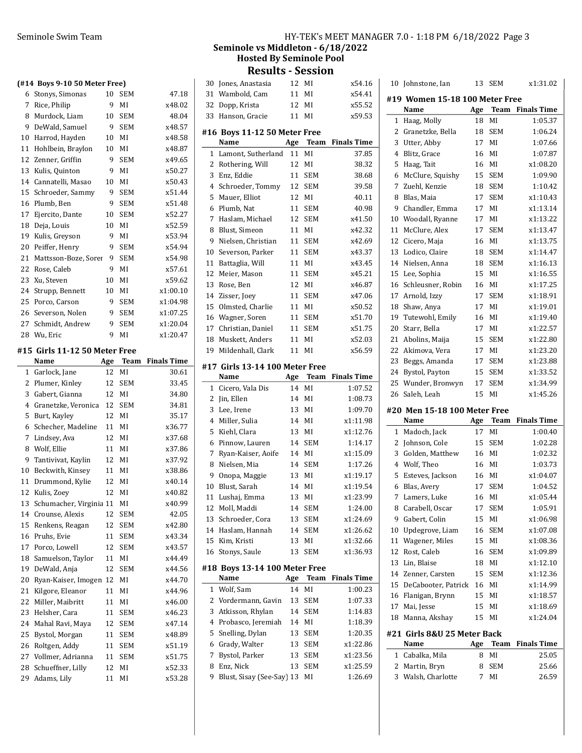## Seminole vs Middleton - 6/18/2022
### Hosted By Seminole Pool
### Results - Session

#### (#14 Boys 9-10 50 Meter Free)

| | Name | Age | Team | Finals Time |
|---|---|---|---|---|
| 6 | Stonys, Simonas | 10 | SEM | 47.18 |
| 7 | Rice, Philip | 9 | MI | x48.02 |
| 8 | Murdock, Liam | 10 | SEM | 48.04 |
| 9 | DeWald, Samuel | 9 | SEM | x48.57 |
| 10 | Harrod, Hayden | 10 | MI | x48.58 |
| 11 | Hohlbein, Braylon | 10 | MI | x48.87 |
| 12 | Zenner, Griffin | 9 | SEM | x49.65 |
| 13 | Kulis, Quinton | 9 | MI | x50.27 |
| 14 | Cannatelli, Masao | 10 | MI | x50.43 |
| 15 | Schroeder, Sammy | 9 | SEM | x51.44 |
| 16 | Plumb, Ben | 9 | SEM | x51.48 |
| 17 | Ejercito, Dante | 10 | SEM | x52.27 |
| 18 | Deja, Louis | 10 | MI | x52.59 |
| 19 | Kulis, Greyson | 9 | MI | x53.94 |
| 20 | Peiffer, Henry | 9 | SEM | x54.94 |
| 21 | Mattsson-Boze, Sorer | 9 | SEM | x54.98 |
| 22 | Rose, Caleb | 9 | MI | x57.61 |
| 23 | Xu, Steven | 10 | MI | x59.62 |
| 24 | Strupp, Bennett | 10 | MI | x1:00.10 |
| 25 | Porco, Carson | 9 | SEM | x1:04.98 |
| 26 | Severson, Nolen | 9 | SEM | x1:07.25 |
| 27 | Schmidt, Andrew | 9 | SEM | x1:20.04 |
| 28 | Wu, Eric | 9 | MI | x1:20.47 |

#### #15 Girls 11-12 50 Meter Free

| | Name | Age | Team | Finals Time |
|---|---|---|---|---|
| 1 | Garlock, Jane | 12 | MI | 30.61 |
| 2 | Plumer, Kinley | 12 | SEM | 33.45 |
| 3 | Gabert, Gianna | 12 | MI | 34.80 |
| 4 | Granetzke, Veronica | 12 | SEM | 34.81 |
| 5 | Burt, Kayley | 12 | MI | 35.17 |
| 6 | Schecher, Madeline | 11 | MI | x36.77 |
| 7 | Lindsey, Ava | 12 | MI | x37.68 |
| 8 | Wolf, Ellie | 11 | MI | x37.86 |
| 9 | Tantivivat, Kaylin | 12 | MI | x37.92 |
| 10 | Beckwith, Kinsey | 11 | MI | x38.86 |
| 11 | Drummond, Kylie | 12 | MI | x40.14 |
| 12 | Kulis, Zoey | 12 | MI | x40.82 |
| 13 | Schumacher, Virginia | 11 | MI | x40.99 |
| 14 | Crounse, Alexis | 12 | SEM | 42.05 |
| 15 | Renkens, Reagan | 12 | SEM | x42.80 |
| 16 | Pruhs, Evie | 11 | SEM | x43.34 |
| 17 | Porco, Lowell | 12 | SEM | x43.57 |
| 18 | Samuelson, Taylor | 11 | MI | x44.49 |
| 19 | DeWald, Anja | 12 | SEM | x44.56 |
| 20 | Ryan-Kaiser, Imogen | 12 | MI | x44.70 |
| 21 | Kilgore, Eleanor | 11 | MI | x44.96 |
| 22 | Miller, Maibritt | 11 | MI | x46.00 |
| 23 | Helsher, Cara | 11 | SEM | x46.23 |
| 24 | Mahal Ravi, Maya | 12 | SEM | x47.14 |
| 25 | Bystol, Morgan | 11 | SEM | x48.89 |
| 26 | Roltgen, Addy | 11 | SEM | x51.19 |
| 27 | Vollmer, Adrianna | 11 | SEM | x51.75 |
| 28 | Schueffner, Lilly | 12 | MI | x52.33 |
| 29 | Adams, Lily | 11 | MI | x53.28 |
| 30 | Jones, Anastasia | 12 | MI | x54.16 |
| 31 | Wambold, Cam | 11 | MI | x54.41 |
| 32 | Dopp, Krista | 12 | MI | x55.52 |
| 33 | Hanson, Gracie | 11 | MI | x59.53 |

#### #16 Boys 11-12 50 Meter Free

| | Name | Age | Team | Finals Time |
|---|---|---|---|---|
| 1 | Lamont, Sutherland | 11 | MI | 37.85 |
| 2 | Rothering, Will | 12 | MI | 38.32 |
| 3 | Enz, Eddie | 11 | SEM | 38.68 |
| 4 | Schroeder, Tommy | 12 | SEM | 39.58 |
| 5 | Mauer, Elliot | 12 | MI | 40.11 |
| 6 | Plumb, Nat | 11 | SEM | 40.98 |
| 7 | Haslam, Michael | 12 | SEM | x41.50 |
| 8 | Blust, Simeon | 11 | MI | x42.32 |
| 9 | Nielsen, Christian | 11 | SEM | x42.69 |
| 10 | Severson, Parker | 11 | SEM | x43.37 |
| 11 | Battaglia, Will | 11 | MI | x43.45 |
| 12 | Meier, Mason | 11 | SEM | x45.21 |
| 13 | Rose, Ben | 12 | MI | x46.87 |
| 14 | Zisser, Joey | 11 | SEM | x47.06 |
| 15 | Olmsted, Charlie | 11 | MI | x50.52 |
| 16 | Wagner, Soren | 11 | SEM | x51.70 |
| 17 | Christian, Daniel | 11 | SEM | x51.75 |
| 18 | Muskett, Anders | 11 | MI | x52.03 |
| 19 | Mildenhall, Clark | 11 | MI | x56.59 |

#### #17 Girls 13-14 100 Meter Free

| | Name | Age | Team | Finals Time |
|---|---|---|---|---|
| 1 | Cicero, Vala Dis | 14 | MI | 1:07.52 |
| 2 | Jin, Ellen | 14 | MI | 1:08.73 |
| 3 | Lee, Irene | 13 | MI | 1:09.70 |
| 4 | Miller, Sulia | 14 | MI | x1:11.98 |
| 5 | Kiehl, Clara | 13 | MI | x1:12.76 |
| 6 | Pinnow, Lauren | 14 | SEM | 1:14.17 |
| 7 | Ryan-Kaiser, Aoife | 14 | MI | x1:15.09 |
| 8 | Nielsen, Mia | 14 | SEM | 1:17.26 |
| 9 | Onopa, Maggie | 13 | MI | x1:19.17 |
| 10 | Blust, Sarah | 14 | MI | x1:19.54 |
| 11 | Lushaj, Emma | 13 | MI | x1:23.99 |
| 12 | Moll, Maddi | 14 | SEM | 1:24.00 |
| 13 | Schroeder, Cora | 13 | SEM | x1:24.69 |
| 14 | Haslam, Hannah | 14 | SEM | x1:26.62 |
| 15 | Kim, Kristi | 13 | MI | x1:32.66 |
| 16 | Stonys, Saule | 13 | SEM | x1:36.93 |

#### #18 Boys 13-14 100 Meter Free

| | Name | Age | Team | Finals Time |
|---|---|---|---|---|
| 1 | Wolf, Sam | 14 | MI | 1:00.23 |
| 2 | Vordermann, Gavin | 13 | SEM | 1:07.33 |
| 3 | Atkisson, Rhylan | 14 | SEM | 1:14.83 |
| 4 | Probasco, Jeremiah | 14 | MI | 1:18.39 |
| 5 | Snelling, Dylan | 13 | SEM | 1:20.35 |
| 6 | Grady, Walter | 13 | SEM | x1:22.86 |
| 7 | Bystol, Parker | 13 | SEM | x1:23.56 |
| 8 | Enz, Nick | 13 | SEM | x1:25.59 |
| 9 | Blust, Sisay (See-Say) | 13 | MI | 1:26.69 |
| 10 | Johnstone, Ian | 13 | SEM | x1:31.02 |

#### #19 Women 15-18 100 Meter Free

| | Name | Age | Team | Finals Time |
|---|---|---|---|---|
| 1 | Haag, Molly | 18 | MI | 1:05.37 |
| 2 | Granetzke, Bella | 18 | SEM | 1:06.24 |
| 3 | Utter, Abby | 17 | MI | 1:07.66 |
| 4 | Blitz, Grace | 16 | MI | 1:07.87 |
| 5 | Haag, Tait | 16 | MI | x1:08.20 |
| 6 | McClure, Squishy | 15 | SEM | 1:09.90 |
| 7 | Zuehl, Kenzie | 18 | SEM | 1:10.42 |
| 8 | Blas, Maia | 17 | SEM | x1:10.43 |
| 9 | Chandler, Emma | 17 | MI | x1:13.14 |
| 10 | Woodall, Ryanne | 17 | MI | x1:13.22 |
| 11 | McClure, Alex | 17 | SEM | x1:13.47 |
| 12 | Cicero, Maja | 16 | MI | x1:13.75 |
| 13 | Lodico, Claire | 18 | SEM | x1:14.47 |
| 14 | Nielsen, Anna | 18 | SEM | x1:16.13 |
| 15 | Lee, Sophia | 15 | MI | x1:16.55 |
| 16 | Schleusner, Robin | 16 | MI | x1:17.25 |
| 17 | Arnold, Izzy | 17 | SEM | x1:18.91 |
| 18 | Shaw, Anya | 17 | MI | x1:19.01 |
| 19 | Tutewohl, Emily | 16 | MI | x1:19.40 |
| 20 | Starr, Bella | 17 | MI | x1:22.57 |
| 21 | Abolins, Maija | 15 | SEM | x1:22.80 |
| 22 | Akimova, Vera | 17 | MI | x1:23.20 |
| 23 | Beggs, Amanda | 17 | SEM | x1:23.88 |
| 24 | Bystol, Payton | 15 | SEM | x1:33.52 |
| 25 | Wunder, Bronwyn | 17 | SEM | x1:34.99 |
| 26 | Saleh, Leah | 15 | MI | x1:45.26 |

#### #20 Men 15-18 100 Meter Free

| | Name | Age | Team | Finals Time |
|---|---|---|---|---|
| 1 | Madoch, Jack | 17 | MI | 1:00.40 |
| 2 | Johnson, Cole | 15 | SEM | 1:02.28 |
| 3 | Golden, Matthew | 16 | MI | 1:02.32 |
| 4 | Wolf, Theo | 16 | MI | 1:03.73 |
| 5 | Esteves, Jackson | 16 | MI | x1:04.07 |
| 6 | Blas, Avery | 17 | SEM | 1:04.52 |
| 7 | Lamers, Luke | 16 | MI | x1:05.44 |
| 8 | Carabell, Oscar | 17 | SEM | 1:05.91 |
| 9 | Gabert, Colin | 15 | MI | x1:06.98 |
| 10 | Updegrove, Liam | 16 | SEM | x1:07.08 |
| 11 | Wagener, Miles | 15 | MI | x1:08.36 |
| 12 | Rost, Caleb | 16 | SEM | x1:09.89 |
| 13 | Lin, Blaise | 18 | MI | x1:12.10 |
| 14 | Zenner, Carsten | 15 | SEM | x1:12.36 |
| 15 | DeCabooter, Patrick | 16 | MI | x1:14.99 |
| 16 | Flanigan, Brynn | 15 | MI | x1:18.57 |
| 17 | Mai, Jesse | 15 | MI | x1:18.69 |
| 18 | Manna, Akshay | 15 | MI | x1:24.04 |

#### #21 Girls 8&U 25 Meter Back

| | Name | Age | Team | Finals Time |
|---|---|---|---|---|
| 1 | Cabalka, Mila | 8 | MI | 25.05 |
| 2 | Martin, Bryn | 8 | SEM | 25.66 |
| 3 | Walsh, Charlotte | 7 | MI | 26.59 |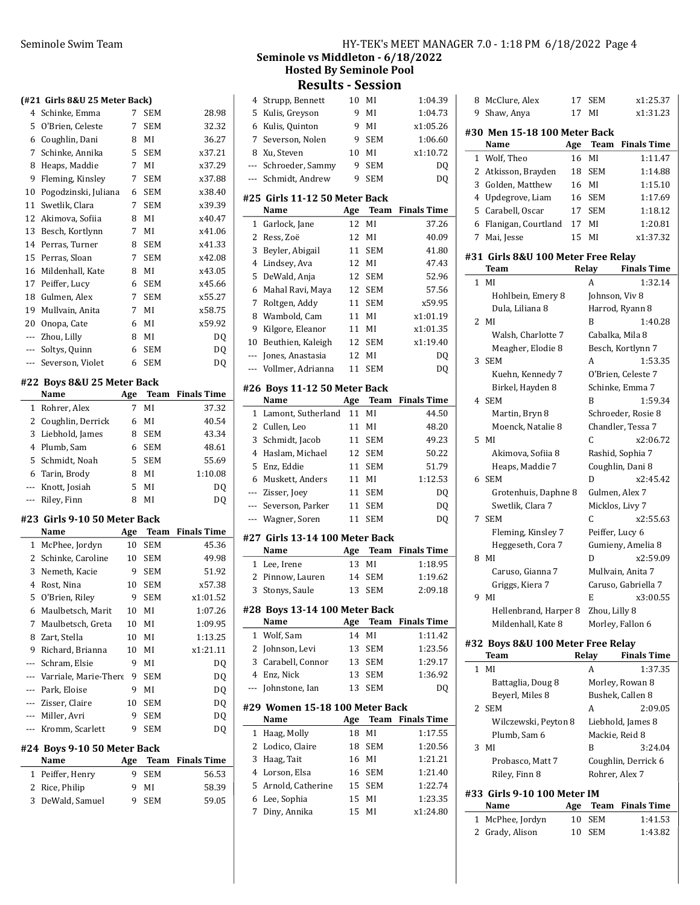## Seminole vs Middleton - 6/18/2022

### Hosted By Seminole Pool

### Results - Session

#### (#21 Girls 8&U 25 Meter Back)

| | Name | Age | Team | Finals Time |
|---|---|---|---|---|
| 4 | Schinke, Emma | 7 | SEM | 28.98 |
| 5 | O'Brien, Celeste | 7 | SEM | 32.32 |
| 6 | Coughlin, Dani | 8 | MI | 36.27 |
| 7 | Schinke, Annika | 5 | SEM | x37.21 |
| 8 | Heaps, Maddie | 7 | MI | x37.29 |
| 9 | Fleming, Kinsley | 7 | SEM | x37.88 |
| 10 | Pogodzinski, Juliana | 6 | SEM | x38.40 |
| 11 | Swetlik, Clara | 7 | SEM | x39.39 |
| 12 | Akimova, Sofiia | 8 | MI | x40.47 |
| 13 | Besch, Kortlynn | 7 | MI | x41.06 |
| 14 | Perras, Turner | 8 | SEM | x41.33 |
| 15 | Perras, Sloan | 7 | SEM | x42.08 |
| 16 | Mildenhall, Kate | 8 | MI | x43.05 |
| 17 | Peiffer, Lucy | 6 | SEM | x45.66 |
| 18 | Gulmen, Alex | 7 | SEM | x55.27 |
| 19 | Mullvain, Anita | 7 | MI | x58.75 |
| 20 | Onopa, Cate | 6 | MI | x59.92 |
| --- | Zhou, Lilly | 8 | MI | DQ |
| --- | Soltys, Quinn | 6 | SEM | DQ |
| --- | Severson, Violet | 6 | SEM | DQ |

#### #22 Boys 8&U 25 Meter Back

| | Name | Age | Team | Finals Time |
|---|---|---|---|---|
| 1 | Rohrer, Alex | 7 | MI | 37.32 |
| 2 | Coughlin, Derrick | 6 | MI | 40.54 |
| 3 | Liebhold, James | 8 | SEM | 43.34 |
| 4 | Plumb, Sam | 6 | SEM | 48.61 |
| 5 | Schmidt, Noah | 5 | SEM | 55.69 |
| 6 | Tarin, Brody | 8 | MI | 1:10.08 |
| --- | Knott, Josiah | 5 | MI | DQ |
| --- | Riley, Finn | 8 | MI | DQ |

#### #23 Girls 9-10 50 Meter Back

| | Name | Age | Team | Finals Time |
|---|---|---|---|---|
| 1 | McPhee, Jordyn | 10 | SEM | 45.36 |
| 2 | Schinke, Caroline | 10 | SEM | 49.98 |
| 3 | Nemeth, Kacie | 9 | SEM | 51.92 |
| 4 | Rost, Nina | 10 | SEM | x57.38 |
| 5 | O'Brien, Riley | 9 | SEM | x1:01.52 |
| 6 | Maulbetsch, Marit | 10 | MI | 1:07.26 |
| 7 | Maulbetsch, Greta | 10 | MI | 1:09.95 |
| 8 | Zart, Stella | 10 | MI | 1:13.25 |
| 9 | Richard, Brianna | 10 | MI | x1:21.11 |
| --- | Schram, Elsie | 9 | MI | DQ |
| --- | Varriale, Marie-There | 9 | SEM | DQ |
| --- | Park, Eloise | 9 | MI | DQ |
| --- | Zisser, Claire | 10 | SEM | DQ |
| --- | Miller, Avri | 9 | SEM | DQ |
| --- | Kromm, Scarlett | 9 | SEM | DQ |

#### #24 Boys 9-10 50 Meter Back

| | Name | Age | Team | Finals Time |
|---|---|---|---|---|
| 1 | Peiffer, Henry | 9 | SEM | 56.53 |
| 2 | Rice, Philip | 9 | MI | 58.39 |
| 3 | DeWald, Samuel | 9 | SEM | 59.05 |
| 4 | Strupp, Bennett | 10 | MI | 1:04.39 |
| 5 | Kulis, Greyson | 9 | MI | 1:04.73 |
| 6 | Kulis, Quinton | 9 | MI | x1:05.26 |
| 7 | Severson, Nolen | 9 | SEM | 1:06.60 |
| 8 | Xu, Steven | 10 | MI | x1:10.72 |
| --- | Schroeder, Sammy | 9 | SEM | DQ |
| --- | Schmidt, Andrew | 9 | SEM | DQ |

#### #25 Girls 11-12 50 Meter Back

| | Name | Age | Team | Finals Time |
|---|---|---|---|---|
| 1 | Garlock, Jane | 12 | MI | 37.26 |
| 2 | Ress, Zoë | 12 | MI | 40.09 |
| 3 | Beyler, Abigail | 11 | SEM | 41.80 |
| 4 | Lindsey, Ava | 12 | MI | 47.43 |
| 5 | DeWald, Anja | 12 | SEM | 52.96 |
| 6 | Mahal Ravi, Maya | 12 | SEM | 57.56 |
| 7 | Roltgen, Addy | 11 | SEM | x59.95 |
| 8 | Wambold, Cam | 11 | MI | x1:01.19 |
| 9 | Kilgore, Eleanor | 11 | MI | x1:01.35 |
| 10 | Beuthien, Kaleigh | 12 | SEM | x1:19.40 |
| --- | Jones, Anastasia | 12 | MI | DQ |
| --- | Vollmer, Adrianna | 11 | SEM | DQ |

#### #26 Boys 11-12 50 Meter Back

| | Name | Age | Team | Finals Time |
|---|---|---|---|---|
| 1 | Lamont, Sutherland | 11 | MI | 44.50 |
| 2 | Cullen, Leo | 11 | MI | 48.20 |
| 3 | Schmidt, Jacob | 11 | SEM | 49.23 |
| 4 | Haslam, Michael | 12 | SEM | 50.22 |
| 5 | Enz, Eddie | 11 | SEM | 51.79 |
| 6 | Muskett, Anders | 11 | MI | 1:12.53 |
| --- | Zisser, Joey | 11 | SEM | DQ |
| --- | Severson, Parker | 11 | SEM | DQ |
| --- | Wagner, Soren | 11 | SEM | DQ |

#### #27 Girls 13-14 100 Meter Back

| | Name | Age | Team | Finals Time |
|---|---|---|---|---|
| 1 | Lee, Irene | 13 | MI | 1:18.95 |
| 2 | Pinnow, Lauren | 14 | SEM | 1:19.62 |
| 3 | Stonys, Saule | 13 | SEM | 2:09.18 |

#### #28 Boys 13-14 100 Meter Back

| | Name | Age | Team | Finals Time |
|---|---|---|---|---|
| 1 | Wolf, Sam | 14 | MI | 1:11.42 |
| 2 | Johnson, Levi | 13 | SEM | 1:23.56 |
| 3 | Carabell, Connor | 13 | SEM | 1:29.17 |
| 4 | Enz, Nick | 13 | SEM | 1:36.92 |
| --- | Johnstone, Ian | 13 | SEM | DQ |

#### #29 Women 15-18 100 Meter Back

| | Name | Age | Team | Finals Time |
|---|---|---|---|---|
| 1 | Haag, Molly | 18 | MI | 1:17.55 |
| 2 | Lodico, Claire | 18 | SEM | 1:20.56 |
| 3 | Haag, Tait | 16 | MI | 1:21.21 |
| 4 | Lorson, Elsa | 16 | SEM | 1:21.40 |
| 5 | Arnold, Catherine | 15 | SEM | 1:22.74 |
| 6 | Lee, Sophia | 15 | MI | 1:23.35 |
| 7 | Diny, Annika | 15 | MI | x1:24.80 |
| 8 | McClure, Alex | 17 | SEM | x1:25.37 |
| 9 | Shaw, Anya | 17 | MI | x1:31.23 |

#### #30 Men 15-18 100 Meter Back

| | Name | Age | Team | Finals Time |
|---|---|---|---|---|
| 1 | Wolf, Theo | 16 | MI | 1:11.47 |
| 2 | Atkisson, Brayden | 18 | SEM | 1:14.88 |
| 3 | Golden, Matthew | 16 | MI | 1:15.10 |
| 4 | Updegrove, Liam | 16 | SEM | 1:17.69 |
| 5 | Carabell, Oscar | 17 | SEM | 1:18.12 |
| 6 | Flanigan, Courtland | 17 | MI | 1:20.81 |
| 7 | Mai, Jesse | 15 | MI | x1:37.32 |

#### #31 Girls 8&U 100 Meter Free Relay

| | Team | Relay | Finals Time |
|---|---|---|---|
| 1 | MI | A | 1:32.14 |
| | Hohlbein, Emery 8 | Johnson, Viv 8 | |
| | Dula, Liliana 8 | Harrod, Ryann 8 | |
| 2 | MI | B | 1:40.28 |
| | Walsh, Charlotte 7 | Cabalka, Mila 8 | |
| | Meagher, Elodie 8 | Besch, Kortlynn 7 | |
| 3 | SEM | A | 1:53.35 |
| | Kuehn, Kennedy 7 | O'Brien, Celeste 7 | |
| | Birkel, Hayden 8 | Schinke, Emma 7 | |
| 4 | SEM | B | 1:59.34 |
| | Martin, Bryn 8 | Schroeder, Rosie 8 | |
| | Moenck, Natalie 8 | Chandler, Tessa 7 | |
| 5 | MI | C | x2:06.72 |
| | Akimova, Sofiia 8 | Rashid, Sophia 7 | |
| | Heaps, Maddie 7 | Coughlin, Dani 8 | |
| 6 | SEM | D | x2:45.42 |
| | Grotenhuis, Daphne 8 | Gulmen, Alex 7 | |
| | Swetlik, Clara 7 | Micklos, Livy 7 | |
| 7 | SEM | C | x2:55.63 |
| | Fleming, Kinsley 7 | Peiffer, Lucy 6 | |
| | Heggeseth, Cora 7 | Gumieny, Amelia 8 | |
| 8 | MI | D | x2:59.09 |
| | Caruso, Gianna 7 | Mullvain, Anita 7 | |
| | Griggs, Kiera 7 | Caruso, Gabriella 7 | |
| 9 | MI | E | x3:00.55 |
| | Hellenbrand, Harper 8 | Zhou, Lilly 8 | |
| | Mildenhall, Kate 8 | Morley, Fallon 6 | |

#### #32 Boys 8&U 100 Meter Free Relay

| | Team | Relay | Finals Time |
|---|---|---|---|
| 1 | MI | A | 1:37.35 |
| | Battaglia, Doug 8 | Morley, Rowan 8 | |
| | Beyerl, Miles 8 | Bushek, Callen 8 | |
| 2 | SEM | A | 2:09.05 |
| | Wilczewski, Peyton 8 | Liebhold, James 8 | |
| | Plumb, Sam 6 | Mackie, Reid 8 | |
| 3 | MI | B | 3:24.04 |
| | Probasco, Matt 7 | Coughlin, Derrick 6 | |
| | Riley, Finn 8 | Rohrer, Alex 7 | |

#### #33 Girls 9-10 100 Meter IM

| | Name | Age | Team | Finals Time |
|---|---|---|---|---|
| 1 | McPhee, Jordyn | 10 | SEM | 1:41.53 |
| 2 | Grady, Alison | 10 | SEM | 1:43.82 |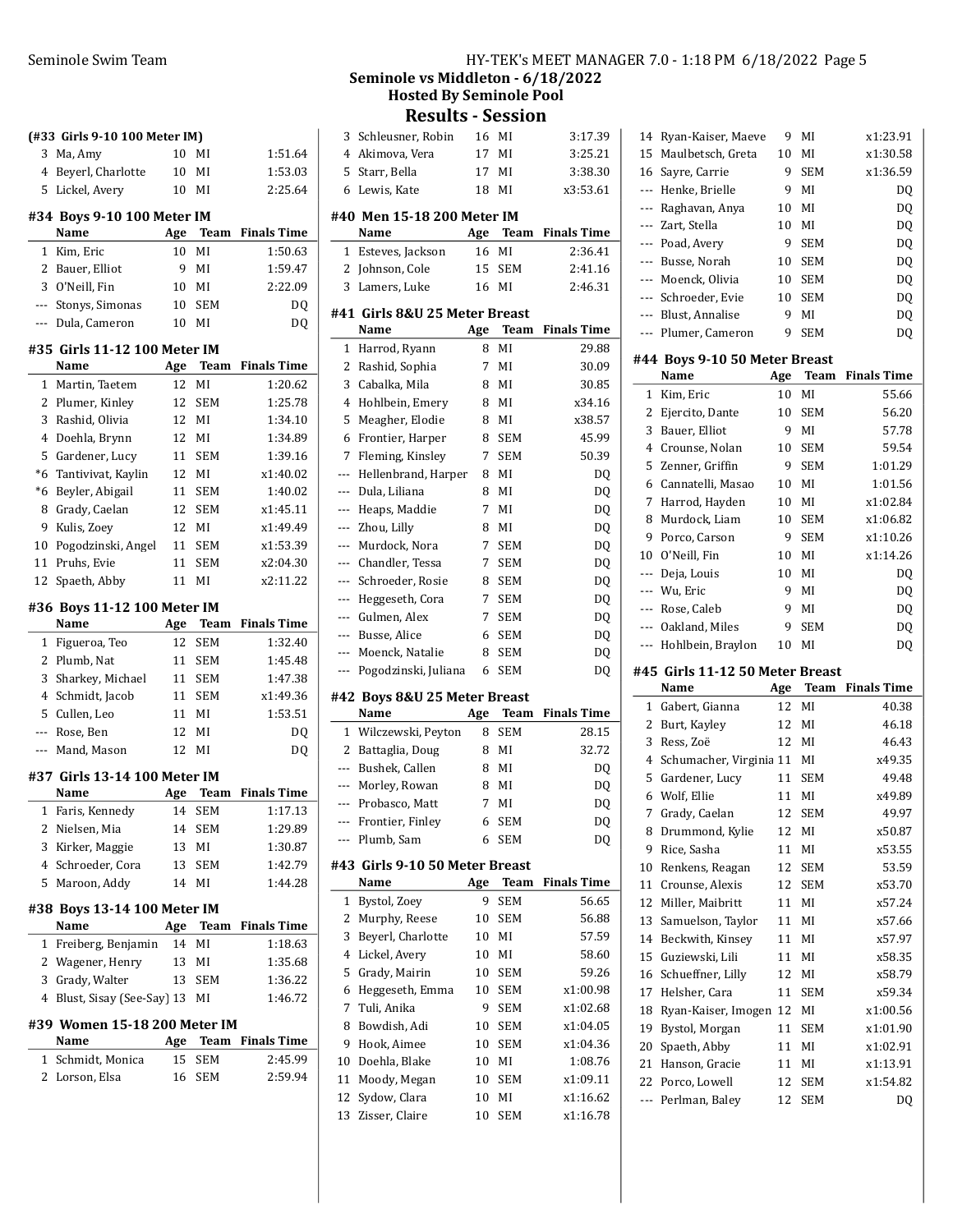## Seminole vs Middleton - 6/18/2022

### Hosted By Seminole Pool

### Results - Session

#### (#33 Girls 9-10 100 Meter IM)

| | Name | Age | Team | Finals Time |
|---|---|---|---|---|
| 3 | Ma, Amy | 10 | MI | 1:51.64 |
| 4 | Beyerl, Charlotte | 10 | MI | 1:53.03 |
| 5 | Lickel, Avery | 10 | MI | 2:25.64 |

#### #34 Boys 9-10 100 Meter IM

| | Name | Age | Team | Finals Time |
|---|---|---|---|---|
| 1 | Kim, Eric | 10 | MI | 1:50.63 |
| 2 | Bauer, Elliot | 9 | MI | 1:59.47 |
| 3 | O'Neill, Fin | 10 | MI | 2:22.09 |
| --- | Stonys, Simonas | 10 | SEM | DQ |
| --- | Dula, Cameron | 10 | MI | DQ |

#### #35 Girls 11-12 100 Meter IM

| | Name | Age | Team | Finals Time |
|---|---|---|---|---|
| 1 | Martin, Taetem | 12 | MI | 1:20.62 |
| 2 | Plumer, Kinley | 12 | SEM | 1:25.78 |
| 3 | Rashid, Olivia | 12 | MI | 1:34.10 |
| 4 | Doehla, Brynn | 12 | MI | 1:34.89 |
| 5 | Gardener, Lucy | 11 | SEM | 1:39.16 |
| *6 | Tantivivat, Kaylin | 12 | MI | x1:40.02 |
| *6 | Beyler, Abigail | 11 | SEM | 1:40.02 |
| 8 | Grady, Caelan | 12 | SEM | x1:45.11 |
| 9 | Kulis, Zoey | 12 | MI | x1:49.49 |
| 10 | Pogodzinski, Angel | 11 | SEM | x1:53.39 |
| 11 | Pruhs, Evie | 11 | SEM | x2:04.30 |
| 12 | Spaeth, Abby | 11 | MI | x2:11.22 |

#### #36 Boys 11-12 100 Meter IM

| | Name | Age | Team | Finals Time |
|---|---|---|---|---|
| 1 | Figueroa, Teo | 12 | SEM | 1:32.40 |
| 2 | Plumb, Nat | 11 | SEM | 1:45.48 |
| 3 | Sharkey, Michael | 11 | SEM | 1:47.38 |
| 4 | Schmidt, Jacob | 11 | SEM | x1:49.36 |
| 5 | Cullen, Leo | 11 | MI | 1:53.51 |
| --- | Rose, Ben | 12 | MI | DQ |
| --- | Mand, Mason | 12 | MI | DQ |

#### #37 Girls 13-14 100 Meter IM

| | Name | Age | Team | Finals Time |
|---|---|---|---|---|
| 1 | Faris, Kennedy | 14 | SEM | 1:17.13 |
| 2 | Nielsen, Mia | 14 | SEM | 1:29.89 |
| 3 | Kirker, Maggie | 13 | MI | 1:30.87 |
| 4 | Schroeder, Cora | 13 | SEM | 1:42.79 |
| 5 | Maroon, Addy | 14 | MI | 1:44.28 |

#### #38 Boys 13-14 100 Meter IM

| | Name | Age | Team | Finals Time |
|---|---|---|---|---|
| 1 | Freiberg, Benjamin | 14 | MI | 1:18.63 |
| 2 | Wagener, Henry | 13 | MI | 1:35.68 |
| 3 | Grady, Walter | 13 | SEM | 1:36.22 |
| 4 | Blust, Sisay (See-Say) | 13 | MI | 1:46.72 |

#### #39 Women 15-18 200 Meter IM

| | Name | Age | Team | Finals Time |
|---|---|---|---|---|
| 1 | Schmidt, Monica | 15 | SEM | 2:45.99 |
| 2 | Lorson, Elsa | 16 | SEM | 2:59.94 |
| 3 | Schleusner, Robin | 16 | MI | 3:17.39 |
| 4 | Akimova, Vera | 17 | MI | 3:25.21 |
| 5 | Starr, Bella | 17 | MI | 3:38.30 |
| 6 | Lewis, Kate | 18 | MI | x3:53.61 |

#### #40 Men 15-18 200 Meter IM

| | Name | Age | Team | Finals Time |
|---|---|---|---|---|
| 1 | Esteves, Jackson | 16 | MI | 2:36.41 |
| 2 | Johnson, Cole | 15 | SEM | 2:41.16 |
| 3 | Lamers, Luke | 16 | MI | 2:46.31 |

#### #41 Girls 8&U 25 Meter Breast

| | Name | Age | Team | Finals Time |
|---|---|---|---|---|
| 1 | Harrod, Ryann | 8 | MI | 29.88 |
| 2 | Rashid, Sophia | 7 | MI | 30.09 |
| 3 | Cabalka, Mila | 8 | MI | 30.85 |
| 4 | Hohlbein, Emery | 8 | MI | x34.16 |
| 5 | Meagher, Elodie | 8 | MI | x38.57 |
| 6 | Frontier, Harper | 8 | SEM | 45.99 |
| 7 | Fleming, Kinsley | 7 | SEM | 50.39 |
| --- | Hellenbrand, Harper | 8 | MI | DQ |
| --- | Dula, Liliana | 8 | MI | DQ |
| --- | Heaps, Maddie | 7 | MI | DQ |
| --- | Zhou, Lilly | 8 | MI | DQ |
| --- | Murdock, Nora | 7 | SEM | DQ |
| --- | Chandler, Tessa | 7 | SEM | DQ |
| --- | Schroeder, Rosie | 8 | SEM | DQ |
| --- | Heggeseth, Cora | 7 | SEM | DQ |
| --- | Gulmen, Alex | 7 | SEM | DQ |
| --- | Busse, Alice | 6 | SEM | DQ |
| --- | Moenck, Natalie | 8 | SEM | DQ |
| --- | Pogodzinski, Juliana | 6 | SEM | DQ |

#### #42 Boys 8&U 25 Meter Breast

| | Name | Age | Team | Finals Time |
|---|---|---|---|---|
| 1 | Wilczewski, Peyton | 8 | SEM | 28.15 |
| 2 | Battaglia, Doug | 8 | MI | 32.72 |
| --- | Bushek, Callen | 8 | MI | DQ |
| --- | Morley, Rowan | 8 | MI | DQ |
| --- | Probasco, Matt | 7 | MI | DQ |
| --- | Frontier, Finley | 6 | SEM | DQ |
| --- | Plumb, Sam | 6 | SEM | DQ |

#### #43 Girls 9-10 50 Meter Breast

| | Name | Age | Team | Finals Time |
|---|---|---|---|---|
| 1 | Bystol, Zoey | 9 | SEM | 56.65 |
| 2 | Murphy, Reese | 10 | SEM | 56.88 |
| 3 | Beyerl, Charlotte | 10 | MI | 57.59 |
| 4 | Lickel, Avery | 10 | MI | 58.60 |
| 5 | Grady, Mairin | 10 | SEM | 59.26 |
| 6 | Heggeseth, Emma | 10 | SEM | x1:00.98 |
| 7 | Tuli, Anika | 9 | SEM | x1:02.68 |
| 8 | Bowdish, Adi | 10 | SEM | x1:04.05 |
| 9 | Hook, Aimee | 10 | SEM | x1:04.36 |
| 10 | Doehla, Blake | 10 | MI | 1:08.76 |
| 11 | Moody, Megan | 10 | SEM | x1:09.11 |
| 12 | Sydow, Clara | 10 | MI | x1:16.62 |
| 13 | Zisser, Claire | 10 | SEM | x1:16.78 |
| 14 | Ryan-Kaiser, Maeve | 9 | MI | x1:23.91 |
| 15 | Maulbetsch, Greta | 10 | MI | x1:30.58 |
| 16 | Sayre, Carrie | 9 | SEM | x1:36.59 |
| --- | Henke, Brielle | 9 | MI | DQ |
| --- | Raghavan, Anya | 10 | MI | DQ |
| --- | Zart, Stella | 10 | MI | DQ |
| --- | Poad, Avery | 9 | SEM | DQ |
| --- | Busse, Norah | 10 | SEM | DQ |
| --- | Moenck, Olivia | 10 | SEM | DQ |
| --- | Schroeder, Evie | 10 | SEM | DQ |
| --- | Blust, Annalise | 9 | MI | DQ |
| --- | Plumer, Cameron | 9 | SEM | DQ |

#### #44 Boys 9-10 50 Meter Breast

| | Name | Age | Team | Finals Time |
|---|---|---|---|---|
| 1 | Kim, Eric | 10 | MI | 55.66 |
| 2 | Ejercito, Dante | 10 | SEM | 56.20 |
| 3 | Bauer, Elliot | 9 | MI | 57.78 |
| 4 | Crounse, Nolan | 10 | SEM | 59.54 |
| 5 | Zenner, Griffin | 9 | SEM | 1:01.29 |
| 6 | Cannatelli, Masao | 10 | MI | 1:01.56 |
| 7 | Harrod, Hayden | 10 | MI | x1:02.84 |
| 8 | Murdock, Liam | 10 | SEM | x1:06.82 |
| 9 | Porco, Carson | 9 | SEM | x1:10.26 |
| 10 | O'Neill, Fin | 10 | MI | x1:14.26 |
| --- | Deja, Louis | 10 | MI | DQ |
| --- | Wu, Eric | 9 | MI | DQ |
| --- | Rose, Caleb | 9 | MI | DQ |
| --- | Oakland, Miles | 9 | SEM | DQ |
| --- | Hohlbein, Braylon | 10 | MI | DQ |

#### #45 Girls 11-12 50 Meter Breast

| | Name | Age | Team | Finals Time |
|---|---|---|---|---|
| 1 | Gabert, Gianna | 12 | MI | 40.38 |
| 2 | Burt, Kayley | 12 | MI | 46.18 |
| 3 | Ress, Zoë | 12 | MI | 46.43 |
| 4 | Schumacher, Virginia | 11 | MI | x49.35 |
| 5 | Gardener, Lucy | 11 | SEM | 49.48 |
| 6 | Wolf, Ellie | 11 | MI | x49.89 |
| 7 | Grady, Caelan | 12 | SEM | 49.97 |
| 8 | Drummond, Kylie | 12 | MI | x50.87 |
| 9 | Rice, Sasha | 11 | MI | x53.55 |
| 10 | Renkens, Reagan | 12 | SEM | 53.59 |
| 11 | Crounse, Alexis | 12 | SEM | x53.70 |
| 12 | Miller, Maibritt | 11 | MI | x57.24 |
| 13 | Samuelson, Taylor | 11 | MI | x57.66 |
| 14 | Beckwith, Kinsey | 11 | MI | x57.97 |
| 15 | Guziewski, Lili | 11 | MI | x58.35 |
| 16 | Schueffner, Lilly | 12 | MI | x58.79 |
| 17 | Helsher, Cara | 11 | SEM | x59.34 |
| 18 | Ryan-Kaiser, Imogen | 12 | MI | x1:00.56 |
| 19 | Bystol, Morgan | 11 | SEM | x1:01.90 |
| 20 | Spaeth, Abby | 11 | MI | x1:02.91 |
| 21 | Hanson, Gracie | 11 | MI | x1:13.91 |
| 22 | Porco, Lowell | 12 | SEM | x1:54.82 |
| --- | Perlman, Baley | 12 | SEM | DQ |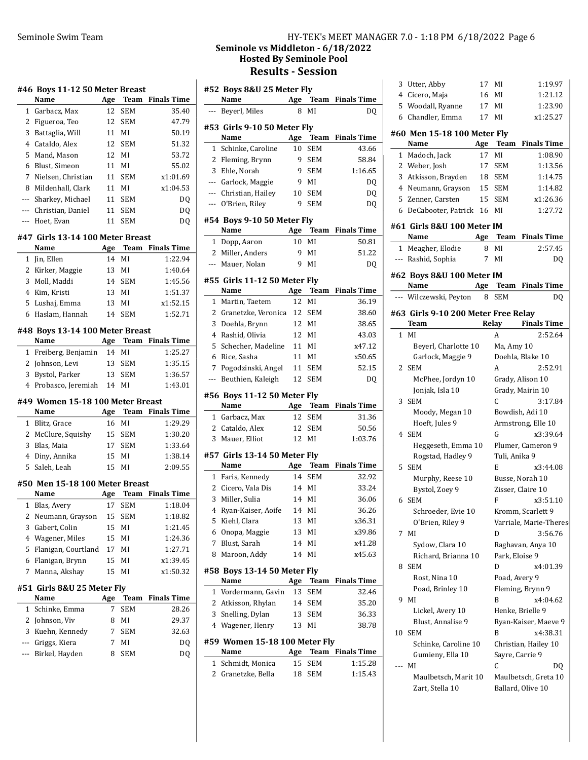## Seminole vs Middleton - 6/18/2022
### Hosted By Seminole Pool
### Results - Session

#### #46 Boys 11-12 50 Meter Breast

| | Name | Age | Team | Finals Time |
|---|---|---|---|---|
| 1 | Garbacz, Max | 12 | SEM | 35.40 |
| 2 | Figueroa, Teo | 12 | SEM | 47.79 |
| 3 | Battaglia, Will | 11 | MI | 50.19 |
| 4 | Cataldo, Alex | 12 | SEM | 51.32 |
| 5 | Mand, Mason | 12 | MI | 53.72 |
| 6 | Blust, Simeon | 11 | MI | 55.02 |
| 7 | Nielsen, Christian | 11 | SEM | x1:01.69 |
| 8 | Mildenhall, Clark | 11 | MI | x1:04.53 |
| --- | Sharkey, Michael | 11 | SEM | DQ |
| --- | Christian, Daniel | 11 | SEM | DQ |
| --- | Hoet, Evan | 11 | SEM | DQ |

#### #47 Girls 13-14 100 Meter Breast

| | Name | Age | Team | Finals Time |
|---|---|---|---|---|
| 1 | Jin, Ellen | 14 | MI | 1:22.94 |
| 2 | Kirker, Maggie | 13 | MI | 1:40.64 |
| 3 | Moll, Maddi | 14 | SEM | 1:45.56 |
| 4 | Kim, Kristi | 13 | MI | 1:51.37 |
| 5 | Lushaj, Emma | 13 | MI | x1:52.15 |
| 6 | Haslam, Hannah | 14 | SEM | 1:52.71 |

#### #48 Boys 13-14 100 Meter Breast

| | Name | Age | Team | Finals Time |
|---|---|---|---|---|
| 1 | Freiberg, Benjamin | 14 | MI | 1:25.27 |
| 2 | Johnson, Levi | 13 | SEM | 1:35.15 |
| 3 | Bystol, Parker | 13 | SEM | 1:36.57 |
| 4 | Probasco, Jeremiah | 14 | MI | 1:43.01 |

#### #49 Women 15-18 100 Meter Breast

| | Name | Age | Team | Finals Time |
|---|---|---|---|---|
| 1 | Blitz, Grace | 16 | MI | 1:29.29 |
| 2 | McClure, Squishy | 15 | SEM | 1:30.20 |
| 3 | Blas, Maia | 17 | SEM | 1:33.64 |
| 4 | Diny, Annika | 15 | MI | 1:38.14 |
| 5 | Saleh, Leah | 15 | MI | 2:09.55 |

#### #50 Men 15-18 100 Meter Breast

| | Name | Age | Team | Finals Time |
|---|---|---|---|---|
| 1 | Blas, Avery | 17 | SEM | 1:18.04 |
| 2 | Neumann, Grayson | 15 | SEM | 1:18.82 |
| 3 | Gabert, Colin | 15 | MI | 1:21.45 |
| 4 | Wagener, Miles | 15 | MI | 1:24.36 |
| 5 | Flanigan, Courtland | 17 | MI | 1:27.71 |
| 6 | Flanigan, Brynn | 15 | MI | x1:39.45 |
| 7 | Manna, Akshay | 15 | MI | x1:50.32 |

#### #51 Girls 8&U 25 Meter Fly

| | Name | Age | Team | Finals Time |
|---|---|---|---|---|
| 1 | Schinke, Emma | 7 | SEM | 28.26 |
| 2 | Johnson, Viv | 8 | MI | 29.37 |
| 3 | Kuehn, Kennedy | 7 | SEM | 32.63 |
| --- | Griggs, Kiera | 7 | MI | DQ |
| --- | Birkel, Hayden | 8 | SEM | DQ |

#### #52 Boys 8&U 25 Meter Fly

| | Name | Age | Team | Finals Time |
|---|---|---|---|---|
| --- | Beyerl, Miles | 8 | MI | DQ |

#### #53 Girls 9-10 50 Meter Fly

| | Name | Age | Team | Finals Time |
|---|---|---|---|---|
| 1 | Schinke, Caroline | 10 | SEM | 43.66 |
| 2 | Fleming, Brynn | 9 | SEM | 58.84 |
| 3 | Ehle, Norah | 9 | SEM | 1:16.65 |
| --- | Garlock, Maggie | 9 | MI | DQ |
| --- | Christian, Hailey | 10 | SEM | DQ |
| --- | O'Brien, Riley | 9 | SEM | DQ |

#### #54 Boys 9-10 50 Meter Fly

| | Name | Age | Team | Finals Time |
|---|---|---|---|---|
| 1 | Dopp, Aaron | 10 | MI | 50.81 |
| 2 | Miller, Anders | 9 | MI | 51.22 |
| --- | Mauer, Nolan | 9 | MI | DQ |

#### #55 Girls 11-12 50 Meter Fly

| | Name | Age | Team | Finals Time |
|---|---|---|---|---|
| 1 | Martin, Taetem | 12 | MI | 36.19 |
| 2 | Granetzke, Veronica | 12 | SEM | 38.60 |
| 3 | Doehla, Brynn | 12 | MI | 38.65 |
| 4 | Rashid, Olivia | 12 | MI | 43.03 |
| 5 | Schecher, Madeline | 11 | MI | x47.12 |
| 6 | Rice, Sasha | 11 | MI | x50.65 |
| 7 | Pogodzinski, Angel | 11 | SEM | 52.15 |
| --- | Beuthien, Kaleigh | 12 | SEM | DQ |

#### #56 Boys 11-12 50 Meter Fly

| | Name | Age | Team | Finals Time |
|---|---|---|---|---|
| 1 | Garbacz, Max | 12 | SEM | 31.36 |
| 2 | Cataldo, Alex | 12 | SEM | 50.56 |
| 3 | Mauer, Elliot | 12 | MI | 1:03.76 |

#### #57 Girls 13-14 50 Meter Fly

| | Name | Age | Team | Finals Time |
|---|---|---|---|---|
| 1 | Faris, Kennedy | 14 | SEM | 32.92 |
| 2 | Cicero, Vala Dis | 14 | MI | 33.24 |
| 3 | Miller, Sulia | 14 | MI | 36.06 |
| 4 | Ryan-Kaiser, Aoife | 14 | MI | 36.26 |
| 5 | Kiehl, Clara | 13 | MI | x36.31 |
| 6 | Onopa, Maggie | 13 | MI | x39.86 |
| 7 | Blust, Sarah | 14 | MI | x41.28 |
| 8 | Maroon, Addy | 14 | MI | x45.63 |

#### #58 Boys 13-14 50 Meter Fly

| | Name | Age | Team | Finals Time |
|---|---|---|---|---|
| 1 | Vordermann, Gavin | 13 | SEM | 32.46 |
| 2 | Atkisson, Rhylan | 14 | SEM | 35.20 |
| 3 | Snelling, Dylan | 13 | SEM | 36.33 |
| 4 | Wagener, Henry | 13 | MI | 38.78 |

#### #59 Women 15-18 100 Meter Fly

| | Name | Age | Team | Finals Time |
|---|---|---|---|---|
| 1 | Schmidt, Monica | 15 | SEM | 1:15.28 |
| 2 | Granetzke, Bella | 18 | SEM | 1:15.43 |
| 3 | Utter, Abby | 17 | MI | 1:19.97 |
| 4 | Cicero, Maja | 16 | MI | 1:21.12 |
| 5 | Woodall, Ryanne | 17 | MI | 1:23.90 |
| 6 | Chandler, Emma | 17 | MI | x1:25.27 |

#### #60 Men 15-18 100 Meter Fly

| | Name | Age | Team | Finals Time |
|---|---|---|---|---|
| 1 | Madoch, Jack | 17 | MI | 1:08.90 |
| 2 | Weber, Josh | 17 | SEM | 1:13.56 |
| 3 | Atkisson, Brayden | 18 | SEM | 1:14.75 |
| 4 | Neumann, Grayson | 15 | SEM | 1:14.82 |
| 5 | Zenner, Carsten | 15 | SEM | x1:26.36 |
| 6 | DeCabooter, Patrick | 16 | MI | 1:27.72 |

#### #61 Girls 8&U 100 Meter IM

| | Name | Age | Team | Finals Time |
|---|---|---|---|---|
| 1 | Meagher, Elodie | 8 | MI | 2:57.45 |
| --- | Rashid, Sophia | 7 | MI | DQ |

#### #62 Boys 8&U 100 Meter IM

| | Name | Age | Team | Finals Time |
|---|---|---|---|---|
| --- | Wilczewski, Peyton | 8 | SEM | DQ |

#### #63 Girls 9-10 200 Meter Free Relay

| | Team | Relay | Finals Time |
|---|---|---|---|
| 1 | MI | A | 2:52.64 |
| | Beyerl, Charlotte 10 | Ma, Amy 10 | |
| | Garlock, Maggie 9 | Doehla, Blake 10 | |
| 2 | SEM | A | 2:52.91 |
| | McPhee, Jordyn 10 | Grady, Alison 10 | |
| | Jonjak, Isla 10 | Grady, Mairin 10 | |
| 3 | SEM | C | 3:17.84 |
| | Moody, Megan 10 | Bowdish, Adi 10 | |
| | Hoeft, Jules 9 | Armstrong, Elle 10 | |
| 4 | SEM | G | x3:39.64 |
| | Heggeseth, Emma 10 | Plumer, Cameron 9 | |
| | Rogstad, Hadley 9 | Tuli, Anika 9 | |
| 5 | SEM | E | x3:44.08 |
| | Murphy, Reese 10 | Busse, Norah 10 | |
| | Bystol, Zoey 9 | Zisser, Claire 10 | |
| 6 | SEM | F | x3:51.10 |
| | Schroeder, Evie 10 | Kromm, Scarlett 9 | |
| | O'Brien, Riley 9 | Varriale, Marie-Therese | |
| 7 | MI | D | 3:56.76 |
| | Sydow, Clara 10 | Raghavan, Anya 10 | |
| | Richard, Brianna 10 | Park, Eloise 9 | |
| 8 | SEM | D | x4:01.39 |
| | Rost, Nina 10 | Poad, Avery 9 | |
| | Poad, Brinley 10 | Fleming, Brynn 9 | |
| 9 | MI | B | x4:04.62 |
| | Lickel, Avery 10 | Henke, Brielle 9 | |
| | Blust, Annalise 9 | Ryan-Kaiser, Maeve 9 | |
| 10 | SEM | B | x4:38.31 |
| | Schinke, Caroline 10 | Christian, Hailey 10 | |
| | Gumieny, Ella 10 | Sayre, Carrie 9 | |
| --- | MI | C | DQ |
| | Maulbetsch, Marit 10 | Maulbetsch, Greta 10 | |
| | Zart, Stella 10 | Ballard, Olive 10 | |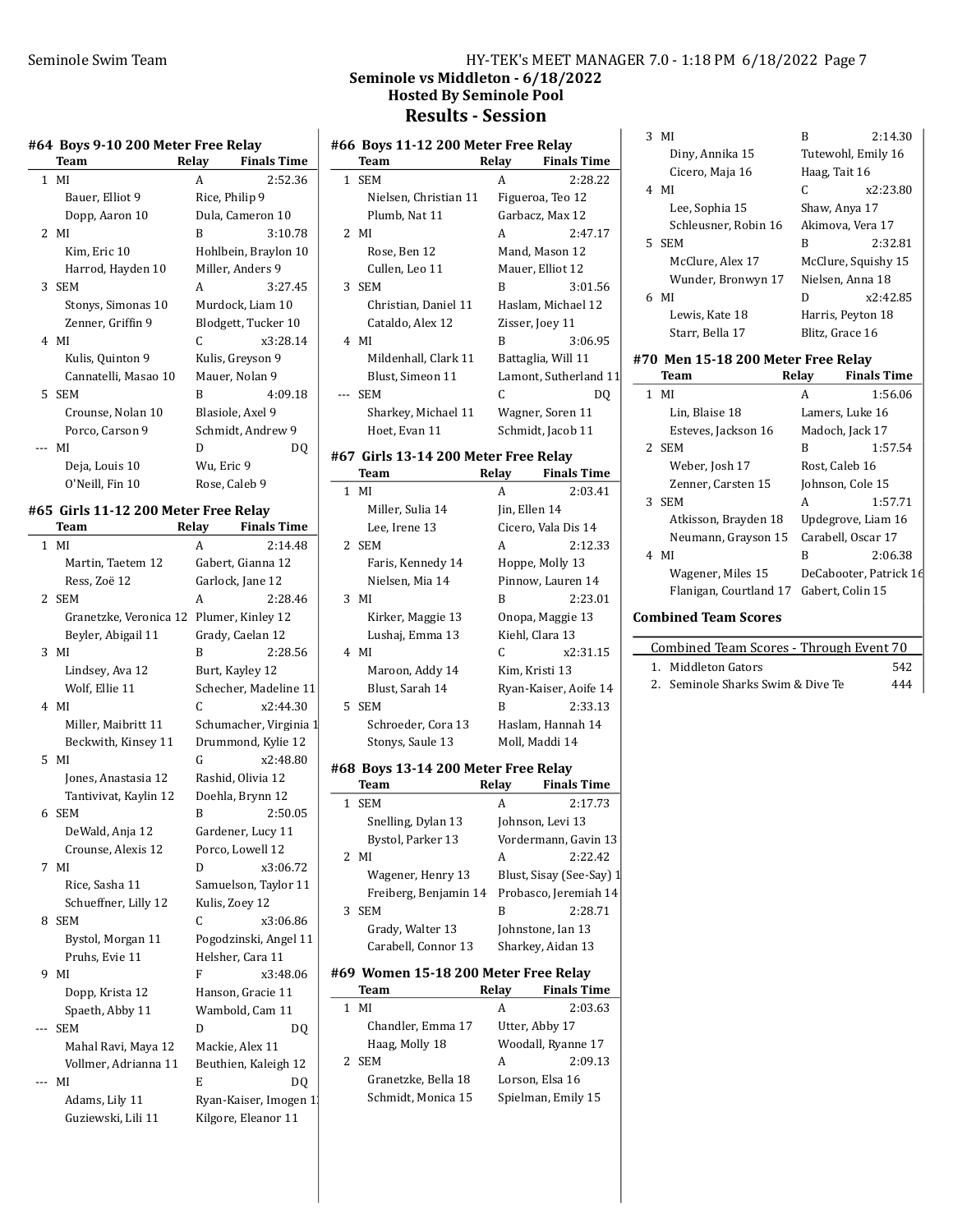# Seminole vs Middleton - 6/18/2022
## Hosted By Seminole Pool
## Results - Session

### #64 Boys 9-10 200 Meter Free Relay

| | Team | Relay | Finals Time |
|---|---|---|---|
| 1 | MI | A | 2:52.36 |
| | Bauer, Elliot 9 | Rice, Philip 9 | |
| | Dopp, Aaron 10 | Dula, Cameron 10 | |
| 2 | MI | B | 3:10.78 |
| | Kim, Eric 10 | Hohlbein, Braylon 10 | |
| | Harrod, Hayden 10 | Miller, Anders 9 | |
| 3 | SEM | A | 3:27.45 |
| | Stonys, Simonas 10 | Murdock, Liam 10 | |
| | Zenner, Griffin 9 | Blodgett, Tucker 10 | |
| 4 | MI | C | x3:28.14 |
| | Kulis, Quinton 9 | Kulis, Greyson 9 | |
| | Cannatelli, Masao 10 | Mauer, Nolan 9 | |
| 5 | SEM | B | 4:09.18 |
| | Crounse, Nolan 10 | Blasiole, Axel 9 | |
| | Porco, Carson 9 | Schmidt, Andrew 9 | |
| --- | MI | D | DQ |
| | Deja, Louis 10 | Wu, Eric 9 | |
| | O'Neill, Fin 10 | Rose, Caleb 9 | |

### #65 Girls 11-12 200 Meter Free Relay

| | Team | Relay | Finals Time |
|---|---|---|---|
| 1 | MI | A | 2:14.48 |
| | Martin, Taetem 12 | Gabert, Gianna 12 | |
| | Ress, Zoë 12 | Garlock, Jane 12 | |
| 2 | SEM | A | 2:28.46 |
| | Granetzke, Veronica 12 | Plumer, Kinley 12 | |
| | Beyler, Abigail 11 | Grady, Caelan 12 | |
| 3 | MI | B | 2:28.56 |
| | Lindsey, Ava 12 | Burt, Kayley 12 | |
| | Wolf, Ellie 11 | Schecher, Madeline 11 | |
| 4 | MI | C | x2:44.30 |
| | Miller, Maibritt 11 | Schumacher, Virginia 1 | |
| | Beckwith, Kinsey 11 | Drummond, Kylie 12 | |
| 5 | MI | G | x2:48.80 |
| | Jones, Anastasia 12 | Rashid, Olivia 12 | |
| | Tantivivat, Kaylin 12 | Doehla, Brynn 12 | |
| 6 | SEM | B | 2:50.05 |
| | DeWald, Anja 12 | Gardener, Lucy 11 | |
| | Crounse, Alexis 12 | Porco, Lowell 12 | |
| 7 | MI | D | x3:06.72 |
| | Rice, Sasha 11 | Samuelson, Taylor 11 | |
| | Schueffner, Lilly 12 | Kulis, Zoey 12 | |
| 8 | SEM | C | x3:06.86 |
| | Bystol, Morgan 11 | Pogodzinski, Angel 11 | |
| | Pruhs, Evie 11 | Helsher, Cara 11 | |
| 9 | MI | F | x3:48.06 |
| | Dopp, Krista 12 | Hanson, Gracie 11 | |
| | Spaeth, Abby 11 | Wambold, Cam 11 | |
| --- | SEM | D | DQ |
| | Mahal Ravi, Maya 12 | Mackie, Alex 11 | |
| | Vollmer, Adrianna 11 | Beuthien, Kaleigh 12 | |
| --- | MI | E | DQ |
| | Adams, Lily 11 | Ryan-Kaiser, Imogen 1 | |
| | Guziewski, Lili 11 | Kilgore, Eleanor 11 | |

### #66 Boys 11-12 200 Meter Free Relay

| | Team | Relay | Finals Time |
|---|---|---|---|
| 1 | SEM | A | 2:28.22 |
| | Nielsen, Christian 11 | Figueroa, Teo 12 | |
| | Plumb, Nat 11 | Garbacz, Max 12 | |
| 2 | MI | A | 2:47.17 |
| | Rose, Ben 12 | Mand, Mason 12 | |
| | Cullen, Leo 11 | Mauer, Elliot 12 | |
| 3 | SEM | B | 3:01.56 |
| | Christian, Daniel 11 | Haslam, Michael 12 | |
| | Cataldo, Alex 12 | Zisser, Joey 11 | |
| 4 | MI | B | 3:06.95 |
| | Mildenhall, Clark 11 | Battaglia, Will 11 | |
| | Blust, Simeon 11 | Lamont, Sutherland 11 | |
| --- | SEM | C | DQ |
| | Sharkey, Michael 11 | Wagner, Soren 11 | |
| | Hoet, Evan 11 | Schmidt, Jacob 11 | |

### #67 Girls 13-14 200 Meter Free Relay

| | Team | Relay | Finals Time |
|---|---|---|---|
| 1 | MI | A | 2:03.41 |
| | Miller, Sulia 14 | Jin, Ellen 14 | |
| | Lee, Irene 13 | Cicero, Vala Dis 14 | |
| 2 | SEM | A | 2:12.33 |
| | Faris, Kennedy 14 | Hoppe, Molly 13 | |
| | Nielsen, Mia 14 | Pinnow, Lauren 14 | |
| 3 | MI | B | 2:23.01 |
| | Kirker, Maggie 13 | Onopa, Maggie 13 | |
| | Lushaj, Emma 13 | Kiehl, Clara 13 | |
| 4 | MI | C | x2:31.15 |
| | Maroon, Addy 14 | Kim, Kristi 13 | |
| | Blust, Sarah 14 | Ryan-Kaiser, Aoife 14 | |
| 5 | SEM | B | 2:33.13 |
| | Schroeder, Cora 13 | Haslam, Hannah 14 | |
| | Stonys, Saule 13 | Moll, Maddi 14 | |

### #68 Boys 13-14 200 Meter Free Relay

| | Team | Relay | Finals Time |
|---|---|---|---|
| 1 | SEM | A | 2:17.73 |
| | Snelling, Dylan 13 | Johnson, Levi 13 | |
| | Bystol, Parker 13 | Vordermann, Gavin 13 | |
| 2 | MI | A | 2:22.42 |
| | Wagener, Henry 13 | Blust, Sisay (See-Say) 1 | |
| | Freiberg, Benjamin 14 | Probasco, Jeremiah 14 | |
| 3 | SEM | B | 2:28.71 |
| | Grady, Walter 13 | Johnstone, Ian 13 | |
| | Carabell, Connor 13 | Sharkey, Aidan 13 | |

### #69 Women 15-18 200 Meter Free Relay

| | Team | Relay | Finals Time |
|---|---|---|---|
| 1 | MI | A | 2:03.63 |
| | Chandler, Emma 17 | Utter, Abby 17 | |
| | Haag, Molly 18 | Woodall, Ryanne 17 | |
| 2 | SEM | A | 2:09.13 |
| | Granetzke, Bella 18 | Lorson, Elsa 16 | |
| | Schmidt, Monica 15 | Spielman, Emily 15 | |
| 3 | MI | B | 2:14.30 |
| | Diny, Annika 15 | Tutewohl, Emily 16 | |
| | Cicero, Maja 16 | Haag, Tait 16 | |
| 4 | MI | C | x2:23.80 |
| | Lee, Sophia 15 | Shaw, Anya 17 | |
| | Schleusner, Robin 16 | Akimova, Vera 17 | |
| 5 | SEM | B | 2:32.81 |
| | McClure, Alex 17 | McClure, Squishy 15 | |
| | Wunder, Bronwyn 17 | Nielsen, Anna 18 | |
| 6 | MI | D | x2:42.85 |
| | Lewis, Kate 18 | Harris, Peyton 18 | |
| | Starr, Bella 17 | Blitz, Grace 16 | |

### #70 Men 15-18 200 Meter Free Relay

| | Team | Relay | Finals Time |
|---|---|---|---|
| 1 | MI | A | 1:56.06 |
| | Lin, Blaise 18 | Lamers, Luke 16 | |
| | Esteves, Jackson 16 | Madoch, Jack 17 | |
| 2 | SEM | B | 1:57.54 |
| | Weber, Josh 17 | Rost, Caleb 16 | |
| | Zenner, Carsten 15 | Johnson, Cole 15 | |
| 3 | SEM | A | 1:57.71 |
| | Atkisson, Brayden 18 | Updegrove, Liam 16 | |
| | Neumann, Grayson 15 | Carabell, Oscar 17 | |
| 4 | MI | B | 2:06.38 |
| | Wagener, Miles 15 | DeCabooter, Patrick 16 | |
| | Flanigan, Courtland 17 | Gabert, Colin 15 | |

### Combined Team Scores

| Combined Team Scores - Through Event 70 | |
|---|---|
| 1. Middleton Gators | 542 |
| 2. Seminole Sharks Swim & Dive Te | 444 |